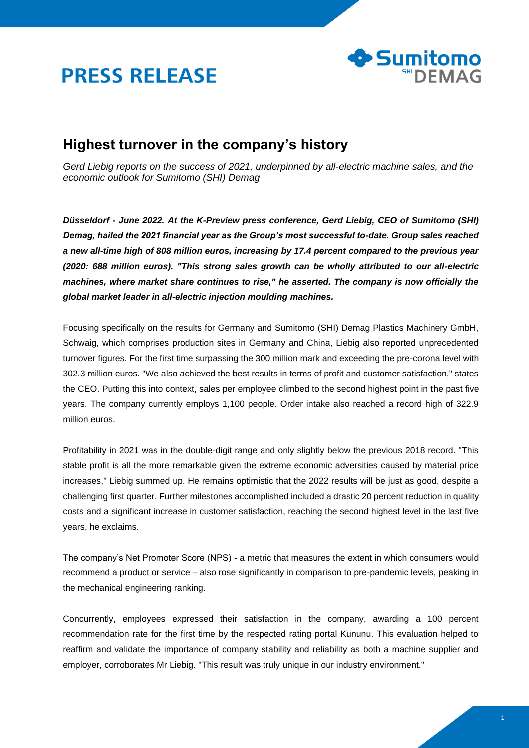# PRESS RELEASE

## Highest turnover in the company's history

*Gerd Liebig reports on the success of 2021, underpinned by all-electric machine sales, and the economic outlook for Sumitomo (SHI) Demag*

***Düsseldorf - June 2022. At the K-Preview press conference, Gerd Liebig, CEO of Sumitomo (SHI) Demag, hailed the 2021 financial year as the Group's most successful to-date. Group sales reached a new all-time high of 808 million euros, increasing by 17.4 percent compared to the previous year (2020: 688 million euros). "This strong sales growth can be wholly attributed to our all-electric machines, where market share continues to rise," he asserted. The company is now officially the global market leader in all-electric injection moulding machines.***

Focusing specifically on the results for Germany and Sumitomo (SHI) Demag Plastics Machinery GmbH, Schwaig, which comprises production sites in Germany and China, Liebig also reported unprecedented turnover figures. For the first time surpassing the 300 million mark and exceeding the pre-corona level with 302.3 million euros. "We also achieved the best results in terms of profit and customer satisfaction," states the CEO. Putting this into context, sales per employee climbed to the second highest point in the past five years. The company currently employs 1,100 people. Order intake also reached a record high of 322.9 million euros.

Profitability in 2021 was in the double-digit range and only slightly below the previous 2018 record. "This stable profit is all the more remarkable given the extreme economic adversities caused by material price increases," Liebig summed up. He remains optimistic that the 2022 results will be just as good, despite a challenging first quarter. Further milestones accomplished included a drastic 20 percent reduction in quality costs and a significant increase in customer satisfaction, reaching the second highest level in the last five years, he exclaims.

The company's Net Promoter Score (NPS) - a metric that measures the extent in which consumers would recommend a product or service – also rose significantly in comparison to pre-pandemic levels, peaking in the mechanical engineering ranking.

Concurrently, employees expressed their satisfaction in the company, awarding a 100 percent recommendation rate for the first time by the respected rating portal Kununu. This evaluation helped to reaffirm and validate the importance of company stability and reliability as both a machine supplier and employer, corroborates Mr Liebig. "This result was truly unique in our industry environment."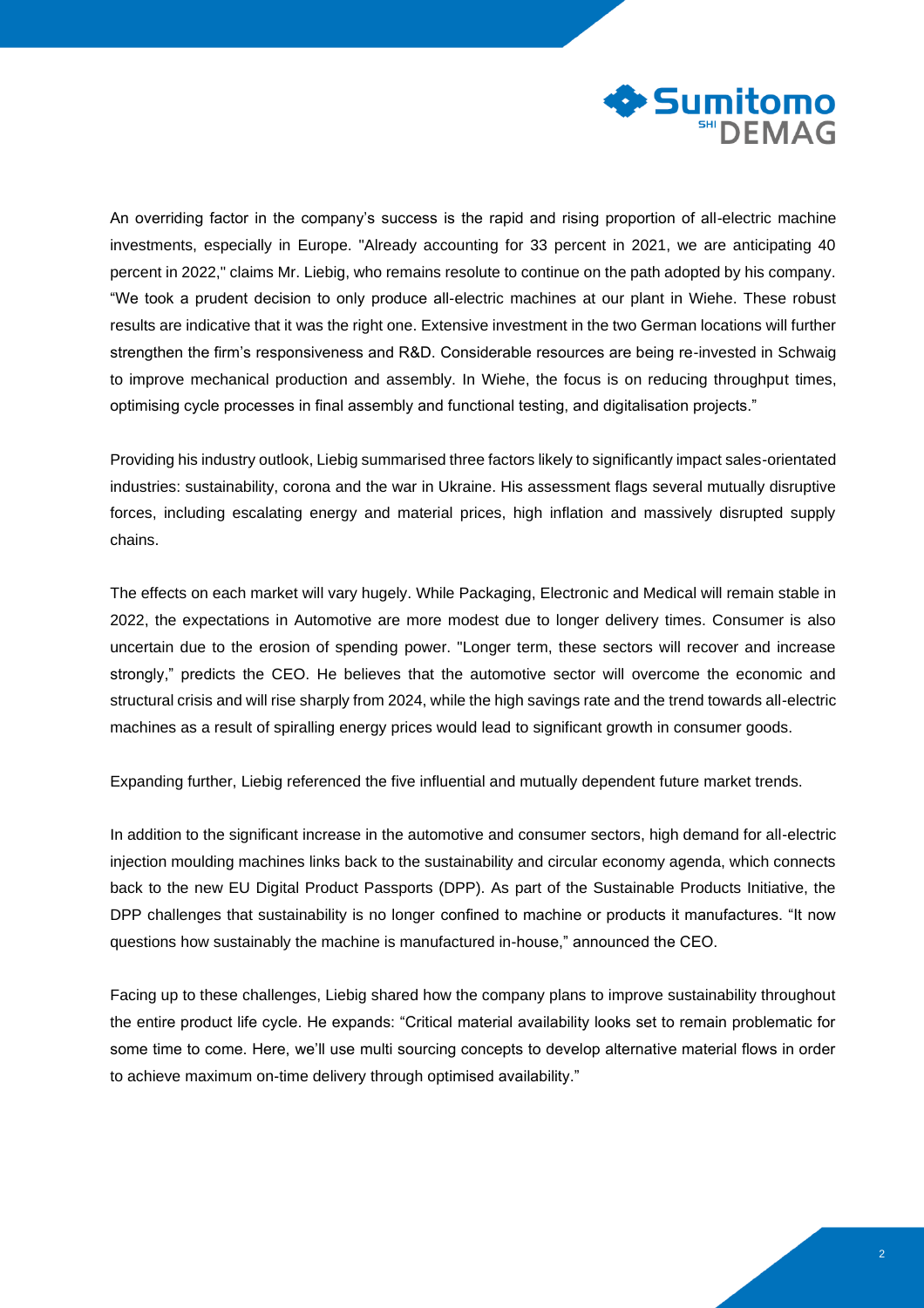An overriding factor in the company's success is the rapid and rising proportion of all-electric machine investments, especially in Europe. "Already accounting for 33 percent in 2021, we are anticipating 40 percent in 2022," claims Mr. Liebig, who remains resolute to continue on the path adopted by his company. "We took a prudent decision to only produce all-electric machines at our plant in Wiehe. These robust results are indicative that it was the right one. Extensive investment in the two German locations will further strengthen the firm's responsiveness and R&D. Considerable resources are being re-invested in Schwaig to improve mechanical production and assembly. In Wiehe, the focus is on reducing throughput times, optimising cycle processes in final assembly and functional testing, and digitalisation projects."

Providing his industry outlook, Liebig summarised three factors likely to significantly impact sales-orientated industries: sustainability, corona and the war in Ukraine. His assessment flags several mutually disruptive forces, including escalating energy and material prices, high inflation and massively disrupted supply chains.

The effects on each market will vary hugely. While Packaging, Electronic and Medical will remain stable in 2022, the expectations in Automotive are more modest due to longer delivery times. Consumer is also uncertain due to the erosion of spending power. "Longer term, these sectors will recover and increase strongly," predicts the CEO. He believes that the automotive sector will overcome the economic and structural crisis and will rise sharply from 2024, while the high savings rate and the trend towards all-electric machines as a result of spiralling energy prices would lead to significant growth in consumer goods.

Expanding further, Liebig referenced the five influential and mutually dependent future market trends.

In addition to the significant increase in the automotive and consumer sectors, high demand for all-electric injection moulding machines links back to the sustainability and circular economy agenda, which connects back to the new EU Digital Product Passports (DPP). As part of the Sustainable Products Initiative, the DPP challenges that sustainability is no longer confined to machine or products it manufactures. "It now questions how sustainably the machine is manufactured in-house," announced the CEO.

Facing up to these challenges, Liebig shared how the company plans to improve sustainability throughout the entire product life cycle. He expands: "Critical material availability looks set to remain problematic for some time to come. Here, we'll use multi sourcing concepts to develop alternative material flows in order to achieve maximum on-time delivery through optimised availability."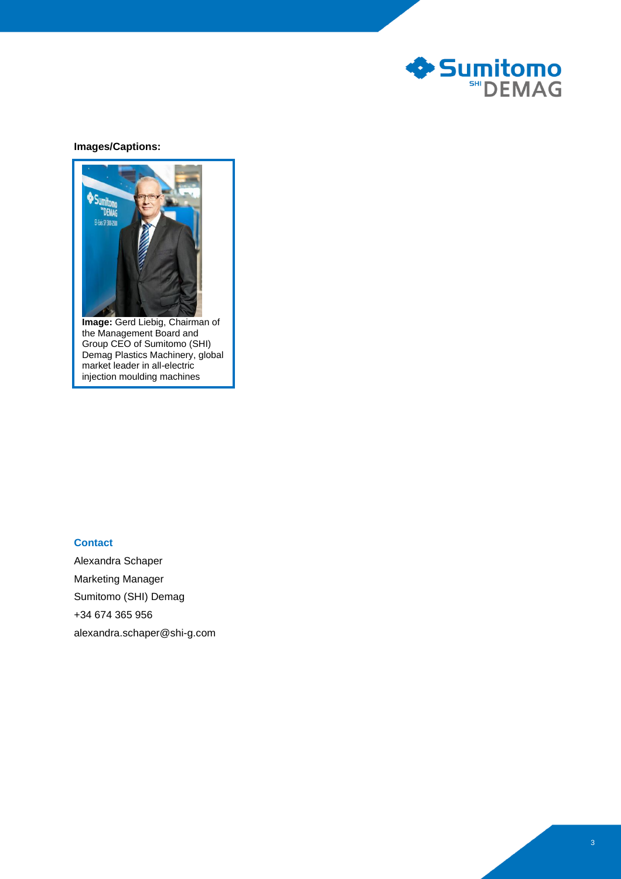**Images/Captions:**

**Image:** Gerd Liebig, Chairman of the Management Board and Group CEO of Sumitomo (SHI) Demag Plastics Machinery, global market leader in all-electric injection moulding machines

**Contact**

Alexandra Schaper
Marketing Manager
Sumitomo (SHI) Demag
+34 674 365 956
alexandra.schaper@shi-g.com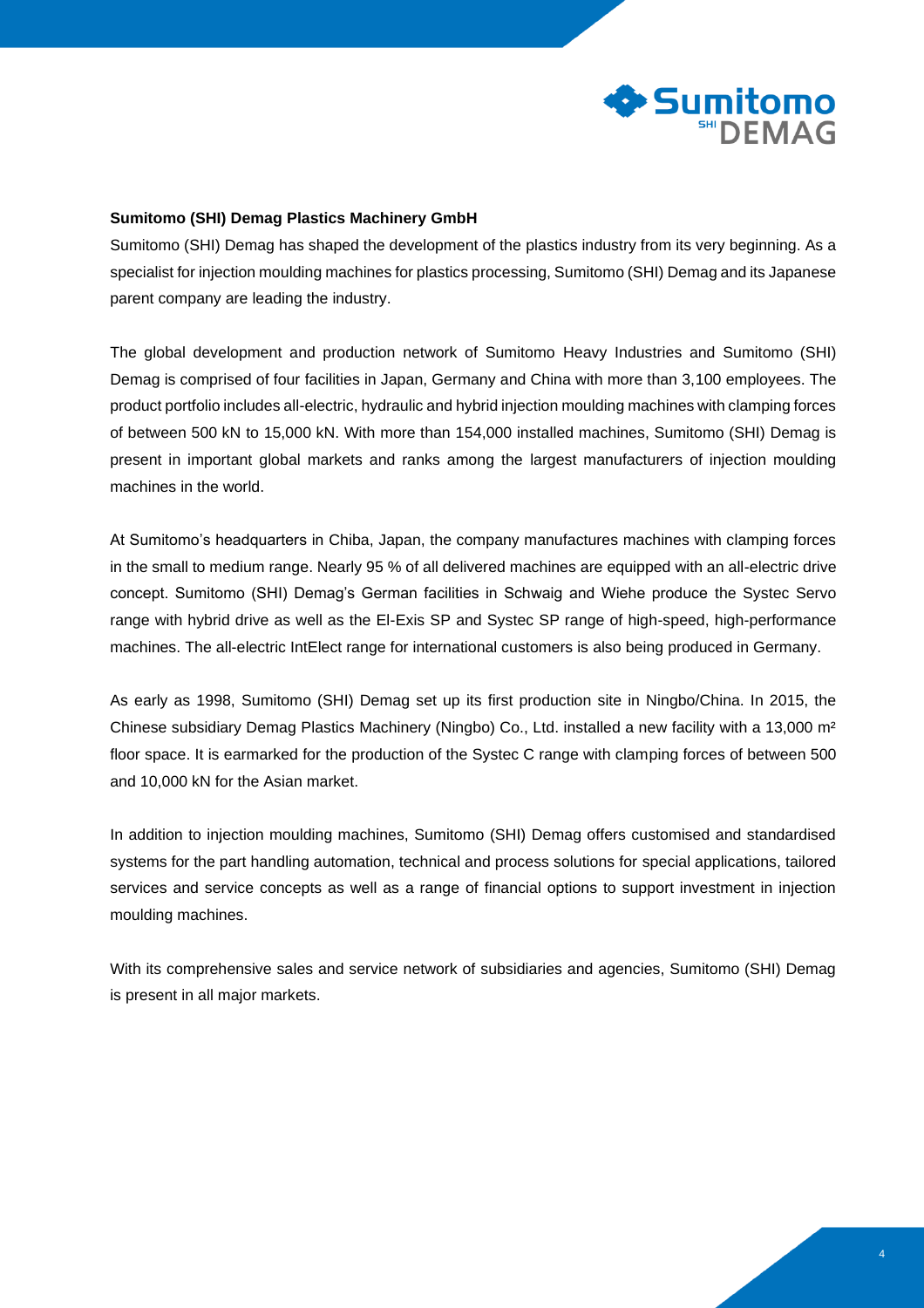**Sumitomo (SHI) Demag Plastics Machinery GmbH**

Sumitomo (SHI) Demag has shaped the development of the plastics industry from its very beginning. As a specialist for injection moulding machines for plastics processing, Sumitomo (SHI) Demag and its Japanese parent company are leading the industry.

The global development and production network of Sumitomo Heavy Industries and Sumitomo (SHI) Demag is comprised of four facilities in Japan, Germany and China with more than 3,100 employees. The product portfolio includes all-electric, hydraulic and hybrid injection moulding machines with clamping forces of between 500 kN to 15,000 kN. With more than 154,000 installed machines, Sumitomo (SHI) Demag is present in important global markets and ranks among the largest manufacturers of injection moulding machines in the world.

At Sumitomo's headquarters in Chiba, Japan, the company manufactures machines with clamping forces in the small to medium range. Nearly 95 % of all delivered machines are equipped with an all-electric drive concept. Sumitomo (SHI) Demag's German facilities in Schwaig and Wiehe produce the Systec Servo range with hybrid drive as well as the El-Exis SP and Systec SP range of high-speed, high-performance machines. The all-electric IntElect range for international customers is also being produced in Germany.

As early as 1998, Sumitomo (SHI) Demag set up its first production site in Ningbo/China. In 2015, the Chinese subsidiary Demag Plastics Machinery (Ningbo) Co., Ltd. installed a new facility with a 13,000 m² floor space. It is earmarked for the production of the Systec C range with clamping forces of between 500 and 10,000 kN for the Asian market.

In addition to injection moulding machines, Sumitomo (SHI) Demag offers customised and standardised systems for the part handling automation, technical and process solutions for special applications, tailored services and service concepts as well as a range of financial options to support investment in injection moulding machines.

With its comprehensive sales and service network of subsidiaries and agencies, Sumitomo (SHI) Demag is present in all major markets.